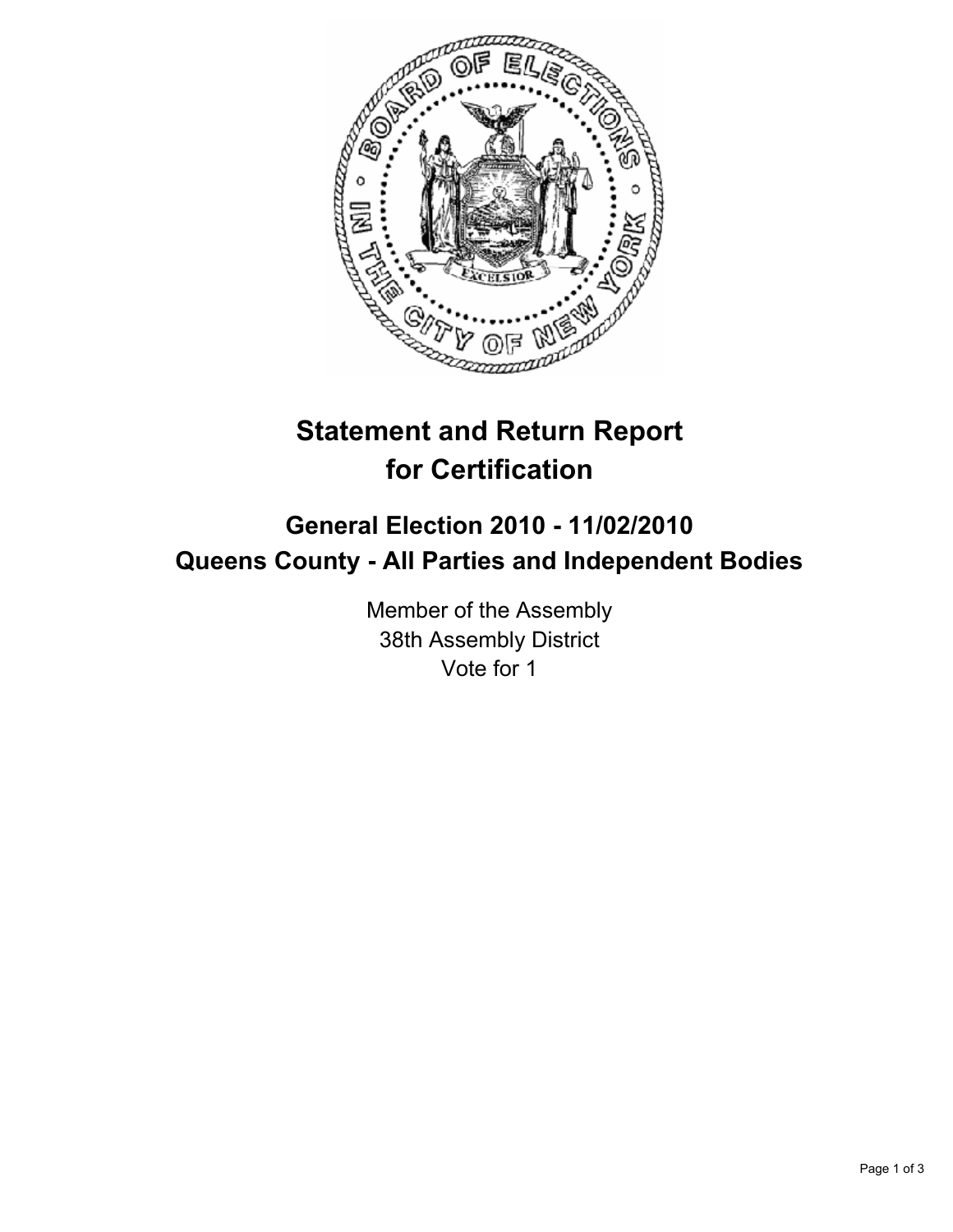# Statement and Return Report for Certification

## General Election 2010 - 11/02/2010
## Queens County - All Parties and Independent Bodies

Member of the Assembly
38th Assembly District
Vote for 1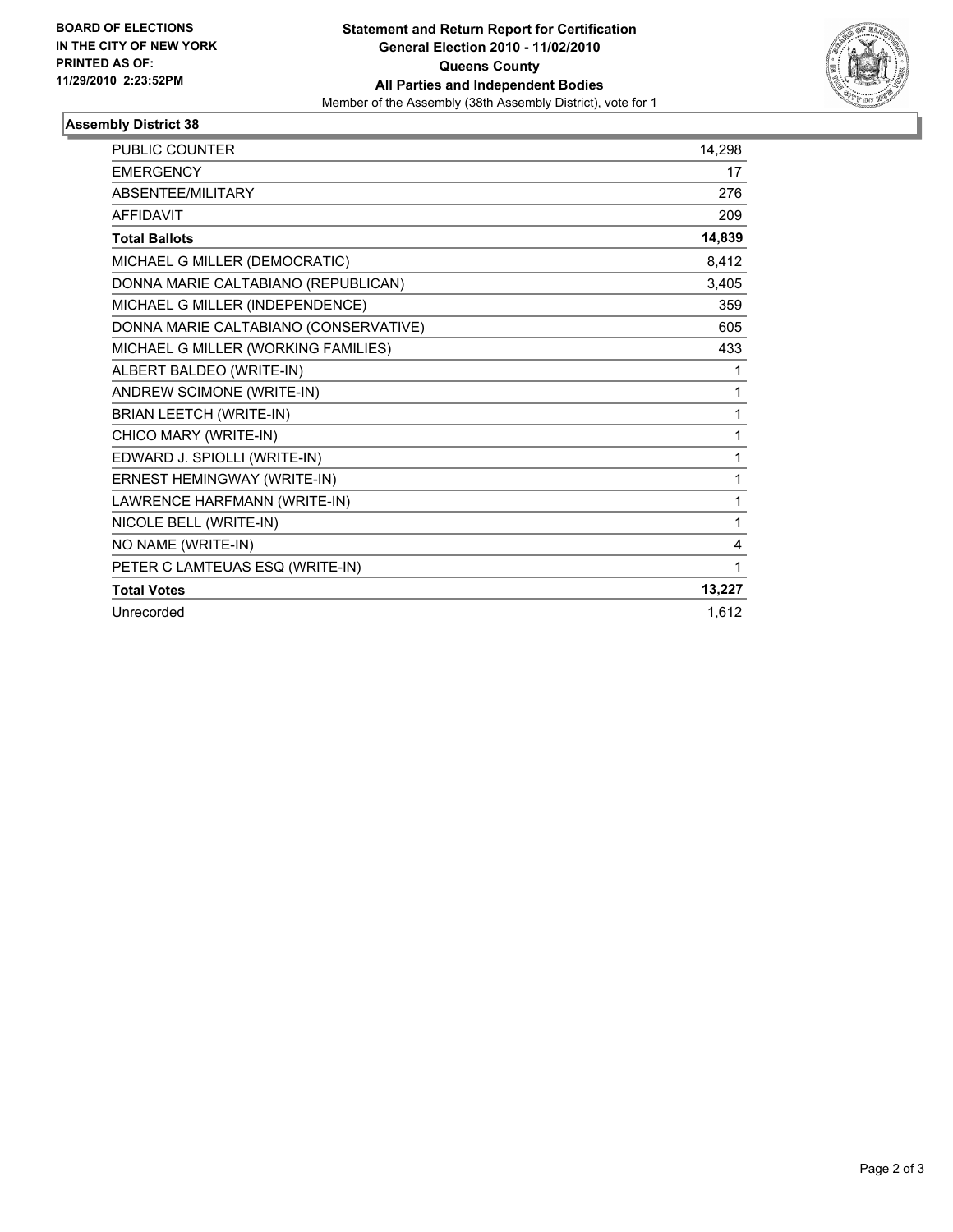**BOARD OF ELECTIONS IN THE CITY OF NEW YORK PRINTED AS OF: 11/29/2010 2:23:52PM**

**Statement and Return Report for Certification General Election 2010 - 11/02/2010 Queens County All Parties and Independent Bodies**

Member of the Assembly (38th Assembly District), vote for 1

## Assembly District 38

| | |
|---|---|
| PUBLIC COUNTER | 14,298 |
| EMERGENCY | 17 |
| ABSENTEE/MILITARY | 276 |
| AFFIDAVIT | 209 |
| **Total Ballots** | **14,839** |
| MICHAEL G MILLER (DEMOCRATIC) | 8,412 |
| DONNA MARIE CALTABIANO (REPUBLICAN) | 3,405 |
| MICHAEL G MILLER (INDEPENDENCE) | 359 |
| DONNA MARIE CALTABIANO (CONSERVATIVE) | 605 |
| MICHAEL G MILLER (WORKING FAMILIES) | 433 |
| ALBERT BALDEO (WRITE-IN) | 1 |
| ANDREW SCIMONE (WRITE-IN) | 1 |
| BRIAN LEETCH (WRITE-IN) | 1 |
| CHICO MARY (WRITE-IN) | 1 |
| EDWARD J. SPIOLLI (WRITE-IN) | 1 |
| ERNEST HEMINGWAY (WRITE-IN) | 1 |
| LAWRENCE HARFMANN (WRITE-IN) | 1 |
| NICOLE BELL (WRITE-IN) | 1 |
| NO NAME (WRITE-IN) | 4 |
| PETER C LAMTEUAS ESQ (WRITE-IN) | 1 |
| **Total Votes** | **13,227** |
| Unrecorded | 1,612 |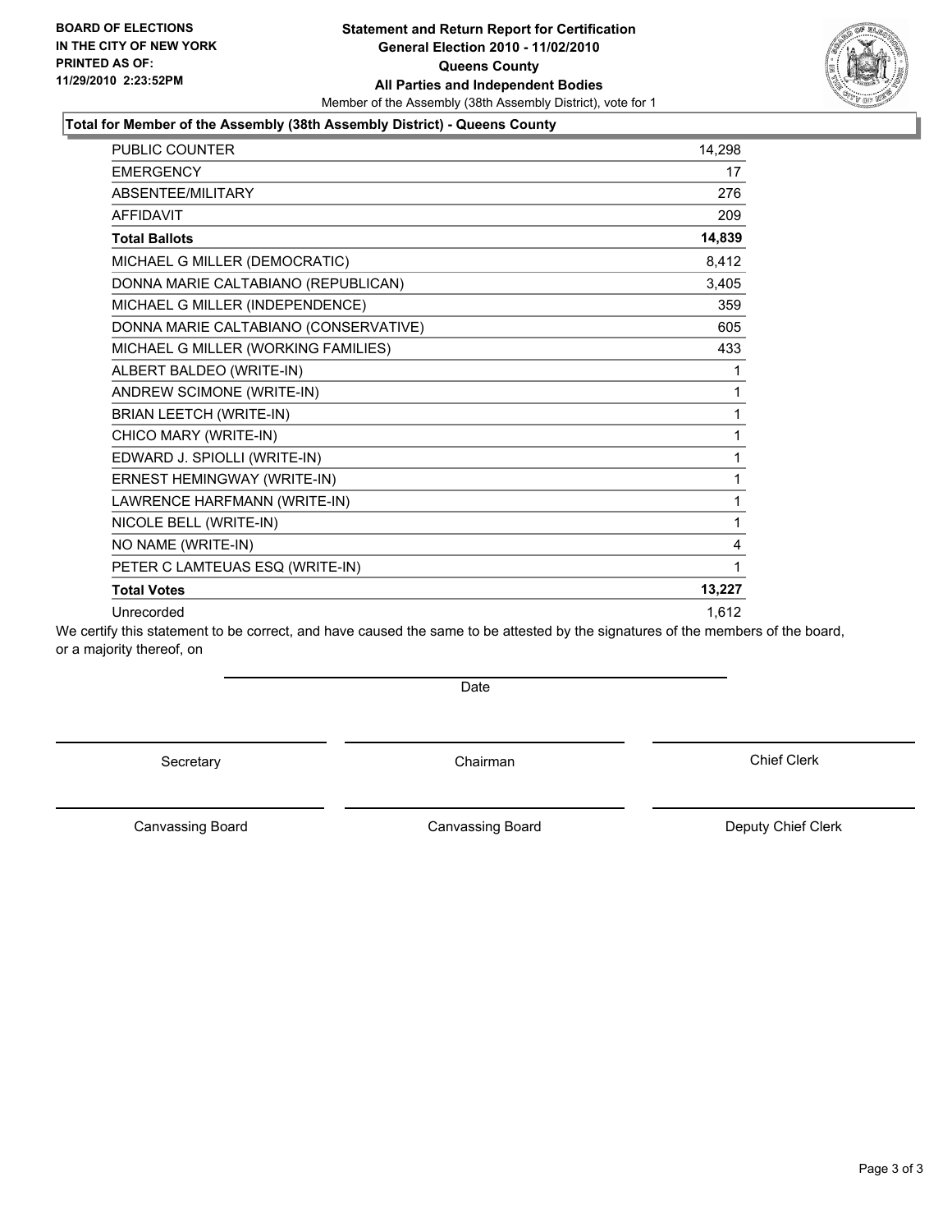**BOARD OF ELECTIONS IN THE CITY OF NEW YORK PRINTED AS OF: 11/29/2010 2:23:52PM**

**Statement and Return Report for Certification General Election 2010 - 11/02/2010 Queens County All Parties and Independent Bodies**

Member of the Assembly (38th Assembly District), vote for 1

**Total for Member of the Assembly (38th Assembly District) - Queens County**

| | |
|---|---|
| PUBLIC COUNTER | 14,298 |
| EMERGENCY | 17 |
| ABSENTEE/MILITARY | 276 |
| AFFIDAVIT | 209 |
| **Total Ballots** | **14,839** |
| MICHAEL G MILLER (DEMOCRATIC) | 8,412 |
| DONNA MARIE CALTABIANO (REPUBLICAN) | 3,405 |
| MICHAEL G MILLER (INDEPENDENCE) | 359 |
| DONNA MARIE CALTABIANO (CONSERVATIVE) | 605 |
| MICHAEL G MILLER (WORKING FAMILIES) | 433 |
| ALBERT BALDEO (WRITE-IN) | 1 |
| ANDREW SCIMONE (WRITE-IN) | 1 |
| BRIAN LEETCH (WRITE-IN) | 1 |
| CHICO MARY (WRITE-IN) | 1 |
| EDWARD J. SPIOLLI (WRITE-IN) | 1 |
| ERNEST HEMINGWAY (WRITE-IN) | 1 |
| LAWRENCE HARFMANN (WRITE-IN) | 1 |
| NICOLE BELL (WRITE-IN) | 1 |
| NO NAME (WRITE-IN) | 4 |
| PETER C LAMTEUAS ESQ (WRITE-IN) | 1 |
| **Total Votes** | **13,227** |
| Unrecorded | 1,612 |

We certify this statement to be correct, and have caused the same to be attested by the signatures of the members of the board, or a majority thereof, on

Date

Secretary

Chairman

Chief Clerk

Canvassing Board

Canvassing Board

Deputy Chief Clerk